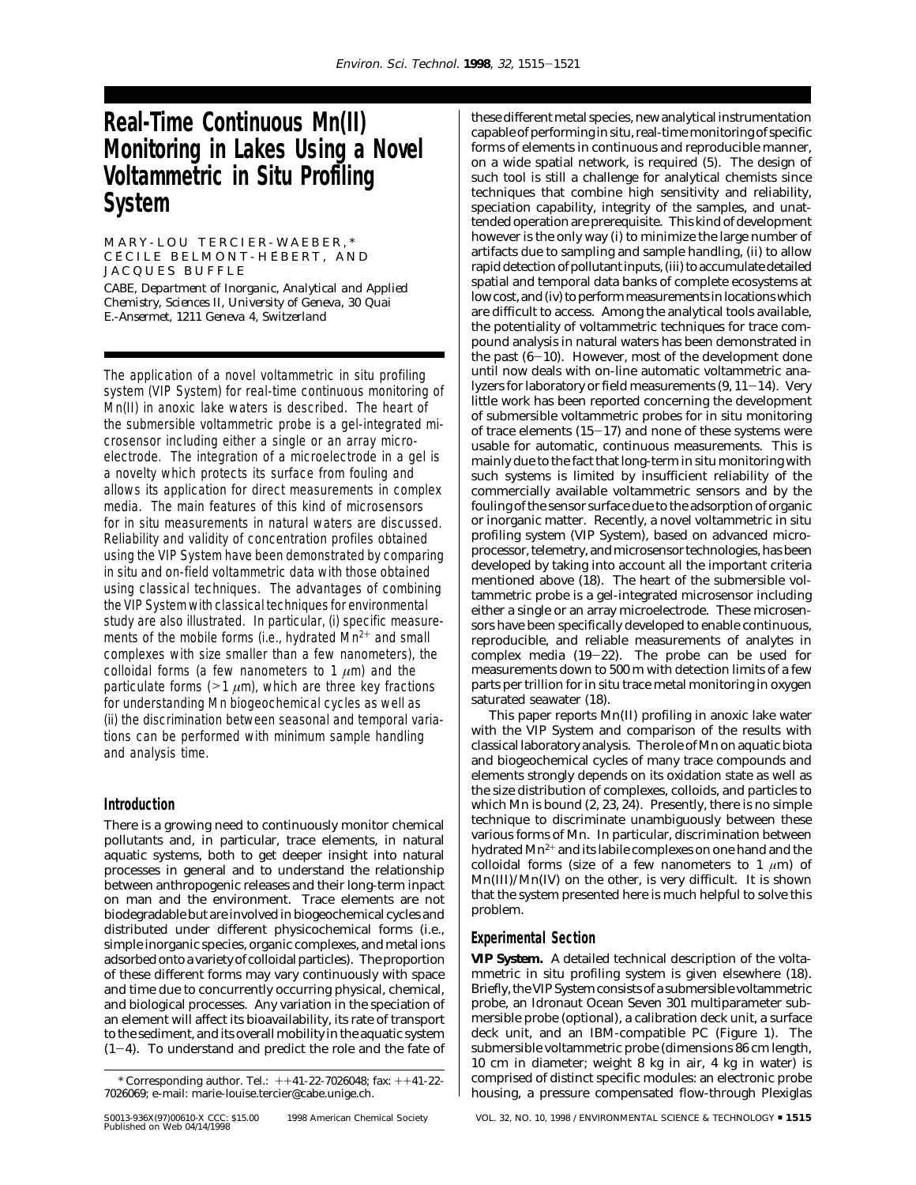# Real-Time Continuous Mn(II) Monitoring in Lakes Using a Novel Voltammetric in Situ Profiling System

MARY-LOU TERCIER-WAEBER,* CECILE BELMONT-HEBERT, AND JACQUES BUFFLE

CABE, Department of Inorganic, Analytical and Applied Chemistry, Sciences II, University of Geneva, 30 Quai E.-Ansermet, 1211 Geneva 4, Switzerland

*The application of a novel voltammetric in situ profiling system (VIP System) for real-time continuous monitoring of Mn(II) in anoxic lake waters is described. The heart of the submersible voltammetric probe is a gel-integrated microsensor including either a single or an array microelectrode. The integration of a microelectrode in a gel is a novelty which protects its surface from fouling and allows its application for direct measurements in complex media. The main features of this kind of microsensors for in situ measurements in natural waters are discussed. Reliability and validity of concentration profiles obtained using the VIP System have been demonstrated by comparing in situ and on-field voltammetric data with those obtained using classical techniques. The advantages of combining the VIP System with classical techniques for environmental study are also illustrated. In particular, (i) specific measurements of the mobile forms (i.e., hydrated $Mn^{2+}$ and small complexes with size smaller than a few nanometers), the colloidal forms (a few nanometers to 1 μm) and the particulate forms (>1 μm), which are three key fractions for understanding Mn biogeochemical cycles as well as (ii) the discrimination between seasonal and temporal variations can be performed with minimum sample handling and analysis time.*

## Introduction

There is a growing need to continuously monitor chemical pollutants and, in particular, trace elements, in natural aquatic systems, both to get deeper insight into natural processes in general and to understand the relationship between anthropogenic releases and their long-term inpact on man and the environment. Trace elements are not biodegradable but are involved in biogeochemical cycles and distributed under different physicochemical forms (i.e., simple inorganic species, organic complexes, and metal ions adsorbed onto a variety of colloidal particles). The proportion of these different forms may vary continuously with space and time due to concurrently occurring physical, chemical, and biological processes. Any variation in the speciation of an element will affect its bioavailability, its rate of transport to the sediment, and its overall mobility in the aquatic system (1−4). To understand and predict the role and the fate of these different metal species, new analytical instrumentation capable of performing in situ, real-time monitoring of specific forms of elements in continuous and reproducible manner, on a wide spatial network, is required (5). The design of such tool is still a challenge for analytical chemists since techniques that combine high sensitivity and reliability, speciation capability, integrity of the samples, and unattended operation are prerequisite. This kind of development however is the only way (i) to minimize the large number of artifacts due to sampling and sample handling, (ii) to allow rapid detection of pollutant inputs, (iii) to accumulate detailed spatial and temporal data banks of complete ecosystems at low cost, and (iv) to perform measurements in locations which are difficult to access. Among the analytical tools available, the potentiality of voltammetric techniques for trace compound analysis in natural waters has been demonstrated in the past (6−10). However, most of the development done until now deals with on-line automatic voltammetric analyzers for laboratory or field measurements (9, 11−14). Very little work has been reported concerning the development of submersible voltammetric probes for in situ monitoring of trace elements (15−17) and none of these systems were usable for automatic, continuous measurements. This is mainly due to the fact that long-term in situ monitoring with such systems is limited by insufficient reliability of the commercially available voltammetric sensors and by the fouling of the sensor surface due to the adsorption of organic or inorganic matter. Recently, a novel voltammetric in situ profiling system (VIP System), based on advanced microprocessor, telemetry, and microsensor technologies, has been developed by taking into account all the important criteria mentioned above (18). The heart of the submersible voltammetric probe is a gel-integrated microsensor including either a single or an array microelectrode. These microsensors have been specifically developed to enable continuous, reproducible, and reliable measurements of analytes in complex media (19−22). The probe can be used for measurements down to 500 m with detection limits of a few parts per trillion for in situ trace metal monitoring in oxygen saturated seawater (18).

This paper reports Mn(II) profiling in anoxic lake water with the VIP System and comparison of the results with classical laboratory analysis. The role of Mn on aquatic biota and biogeochemical cycles of many trace compounds and elements strongly depends on its oxidation state as well as the size distribution of complexes, colloids, and particles to which Mn is bound (2, 23, 24). Presently, there is no simple technique to discriminate unambiguously between these various forms of Mn. In particular, discrimination between hydrated $Mn^{2+}$ and its labile complexes on one hand and the colloidal forms (size of a few nanometers to 1 μm) of Mn(III)/Mn(IV) on the other, is very difficult. It is shown that the system presented here is much helpful to solve this problem.

## Experimental Section

**VIP System.** A detailed technical description of the voltammetric in situ profiling system is given elsewhere (18). Briefly, the VIP System consists of a submersible voltammetric probe, an Idronaut Ocean Seven 301 multiparameter submersible probe (optional), a calibration deck unit, a surface deck unit, and an IBM-compatible PC (Figure 1). The submersible voltammetric probe (dimensions 86 cm length, 10 cm in diameter; weight 8 kg in air, 4 kg in water) is comprised of distinct specific modules: an electronic probe housing, a pressure compensated flow-through Plexiglas

\* Corresponding author. Tel.: ++41-22-7026048; fax: ++41-22-7026069; e-mail: marie-louise.tercier@cabe.unige.ch.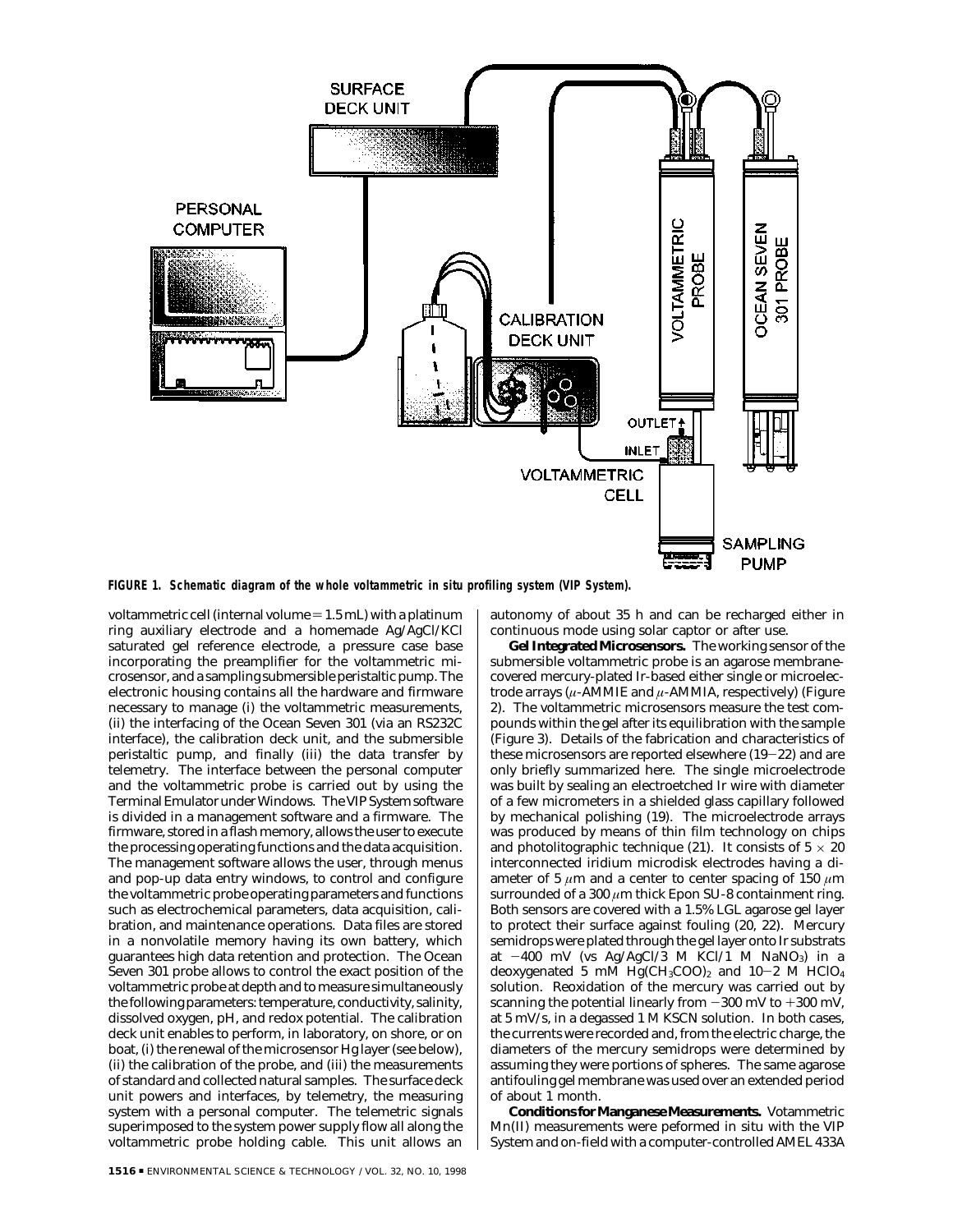**FIGURE 1. Schematic diagram of the whole voltammetric in situ profiling system (VIP System).**

voltammetric cell (internal volume = 1.5 mL) with a platinum ring auxiliary electrode and a homemade Ag/AgCl/KCl saturated gel reference electrode, a pressure case base incorporating the preamplifier for the voltammetric microsensor, and a sampling submersible peristaltic pump. The electronic housing contains all the hardware and firmware necessary to manage (i) the voltammetric measurements, (ii) the interfacing of the Ocean Seven 301 (via an RS232C interface), the calibration deck unit, and the submersible peristaltic pump, and finally (iii) the data transfer by telemetry. The interface between the personal computer and the voltammetric probe is carried out by using the Terminal Emulator under Windows. The VIP System software is divided in a management software and a firmware. The firmware, stored in a flash memory, allows the user to execute the processing operating functions and the data acquisition. The management software allows the user, through menus and pop-up data entry windows, to control and configure the voltammetric probe operating parameters and functions such as electrochemical parameters, data acquisition, calibration, and maintenance operations. Data files are stored in a nonvolatile memory having its own battery, which guarantees high data retention and protection. The Ocean Seven 301 probe allows to control the exact position of the voltammetric probe at depth and to measure simultaneously the following parameters: temperature, conductivity, salinity, dissolved oxygen, pH, and redox potential. The calibration deck unit enables to perform, in laboratory, on shore, or on boat, (i) the renewal of the microsensor Hg layer (see below), (ii) the calibration of the probe, and (iii) the measurements of standard and collected natural samples. The surface deck unit powers and interfaces, by telemetry, the measuring system with a personal computer. The telemetric signals superimposed to the system power supply flow all along the voltammetric probe holding cable. This unit allows an autonomy of about 35 h and can be recharged either in continuous mode using solar captor or after use.

**Gel Integrated Microsensors.** The working sensor of the submersible voltammetric probe is an agarose membrane-covered mercury-plated Ir-based either single or microelectrode arrays ($\mu$-AMMIE and $\mu$-AMMIA, respectively) (Figure 2). The voltammetric microsensors measure the test compounds within the gel after its equilibration with the sample (Figure 3). Details of the fabrication and characteristics of these microsensors are reported elsewhere (19−22) and are only briefly summarized here. The single microelectrode was built by sealing an electroetched Ir wire with diameter of a few micrometers in a shielded glass capillary followed by mechanical polishing (19). The microelectrode arrays was produced by means of thin film technology on chips and photolitographic technique (21). It consists of $5 \times 20$ interconnected iridium microdisk electrodes having a diameter of 5 $\mu$m and a center to center spacing of 150 $\mu$m surrounded of a 300 $\mu$m thick Epon SU-8 containment ring. Both sensors are covered with a 1.5% LGL agarose gel layer to protect their surface against fouling (20, 22). Mercury semidrops were plated through the gel layer onto Ir substrats at −400 mV (vs Ag/AgCl/3 M KCl/1 M $NaNO_3$) in a deoxygenated 5 mM $Hg(CH_3COO)_2$ and 10−2 M $HClO_4$ solution. Reoxidation of the mercury was carried out by scanning the potential linearly from −300 mV to +300 mV, at 5 mV/s, in a degassed 1 M KSCN solution. In both cases, the currents were recorded and, from the electric charge, the diameters of the mercury semidrops were determined by assuming they were portions of spheres. The same agarose antifouling gel membrane was used over an extended period of about 1 month.

**Conditions for Manganese Measurements.** Votammetric Mn(II) measurements were peformed in situ with the VIP System and on-field with a computer-controlled AMEL 433A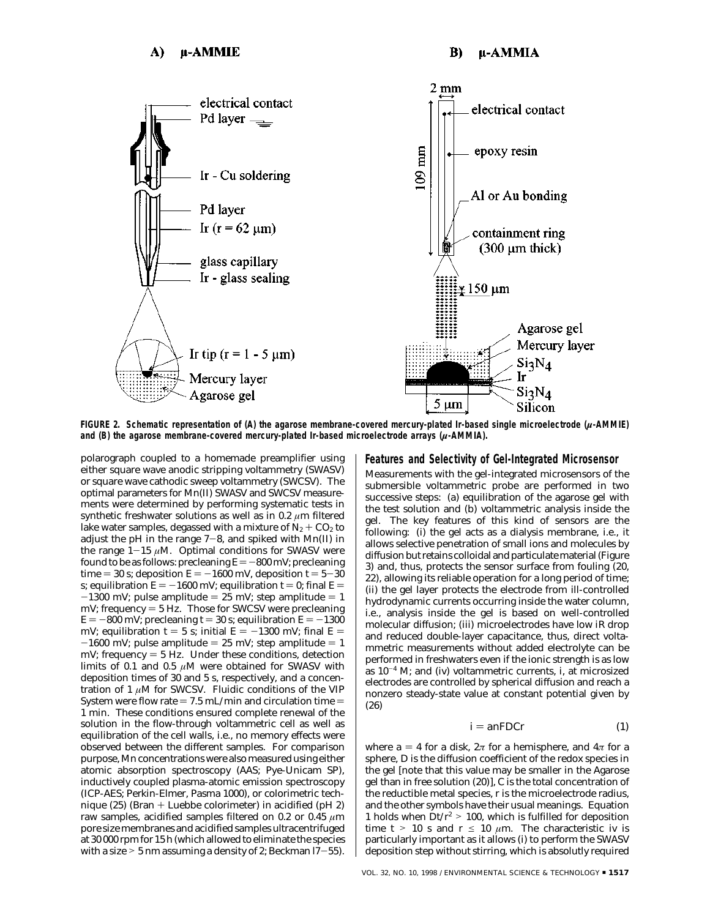FIGURE 2. Schematic representation of (A) the agarose membrane-covered mercury-plated Ir-based single microelectrode (*μ*-AMMIE) and (B) the agarose membrane-covered mercury-plated Ir-based microelectrode arrays (*μ*-AMMIA).

polarograph coupled to a homemade preamplifier using either square wave anodic stripping voltammetry (SWASV) or square wave cathodic sweep voltammetry (SWCSV). The optimal parameters for Mn(II) SWASV and SWCSV measurements were determined by performing systematic tests in synthetic freshwater solutions as well as in 0.2 $\mu$m filtered lake water samples, degassed with a mixture of $N_2 + CO_2$ to adjust the pH in the range 7−8, and spiked with Mn(II) in the range 1−15 $\mu$M. Optimal conditions for SWASV were found to be as follows: precleaning $E = -800$ mV; precleaning time = 30 s; deposition $E = -1600$ mV, deposition $t = 5-30$ s; equilibration $E = -1600$ mV; equilibration $t = 0$; final $E = -1300$ mV; pulse amplitude = 25 mV; step amplitude = 1 mV; frequency = 5 Hz. Those for SWCSV were precleaning $E = -800$ mV; precleaning $t = 30$ s; equilibration $E = -1300$ mV; equilibration $t = 5$ s; initial $E = -1300$ mV; final $E = -1600$ mV; pulse amplitude = 25 mV; step amplitude = 1 mV; frequency = 5 Hz. Under these conditions, detection limits of 0.1 and 0.5 $\mu$M were obtained for SWASV with deposition times of 30 and 5 s, respectively, and a concentration of 1 $\mu$M for SWCSV. Fluidic conditions of the VIP System were flow rate = 7.5 mL/min and circulation time = 1 min. These conditions ensured complete renewal of the solution in the flow-through voltammetric cell as well as equilibration of the cell walls, i.e., no memory effects were observed between the different samples. For comparison purpose, Mn concentrations were also measured using either atomic absorption spectroscopy (AAS; Pye-Unicam SP), inductively coupled plasma-atomic emission spectroscopy (ICP-AES; Perkin-Elmer, Pasma 1000), or colorimetric technique (25) (Bran + Luebbe colorimeter) in acidified (pH 2) raw samples, acidified samples filtered on 0.2 or 0.45 $\mu$m pore size membranes and acidified samples ultracentrifuged at 30 000 rpm for 15 h (which allowed to eliminate the species with a size > 5 nm assuming a density of 2; Beckman l7−55).

## Features and Selectivity of Gel-Integrated Microsensor

Measurements with the gel-integrated microsensors of the submersible voltammetric probe are performed in two successive steps: (a) equilibration of the agarose gel with the test solution and (b) voltammetric analysis inside the gel. The key features of this kind of sensors are the following: (i) the gel acts as a dialysis membrane, i.e., it allows selective penetration of small ions and molecules by diffusion but retains colloidal and particulate material (Figure 3) and, thus, protects the sensor surface from fouling (20, 22), allowing its reliable operation for a long period of time; (ii) the gel layer protects the electrode from ill-controlled hydrodynamic currents occurring inside the water column, i.e., analysis inside the gel is based on well-controlled molecular diffusion; (iii) microelectrodes have low iR drop and reduced double-layer capacitance, thus, direct voltammetric measurements without added electrolyte can be performed in freshwaters even if the ionic strength is as low as $10^{-4}$ M; and (iv) voltammetric currents, *i*, at microsized electrodes are controlled by spherical diffusion and reach a nonzero steady-state value at constant potential given by (26)

$$i = anFDCr \tag{1}$$

where $a = 4$ for a disk, $2\pi$ for a hemisphere, and $4\pi$ for a sphere, *D* is the diffusion coefficient of the redox species in the gel [note that this value may be smaller in the Agarose gel than in free solution (20)], *C* is the total concentration of the reductible metal species, *r* is the microelectrode radius, and the other symbols have their usual meanings. Equation 1 holds when $Dt/r^2 > 100$, which is fulfilled for deposition time $t > 10$ s and $r \leq 10$ $\mu$m. The characteristic iv is particularly important as it allows (i) to perform the SWASV deposition step without stirring, which is absolutly required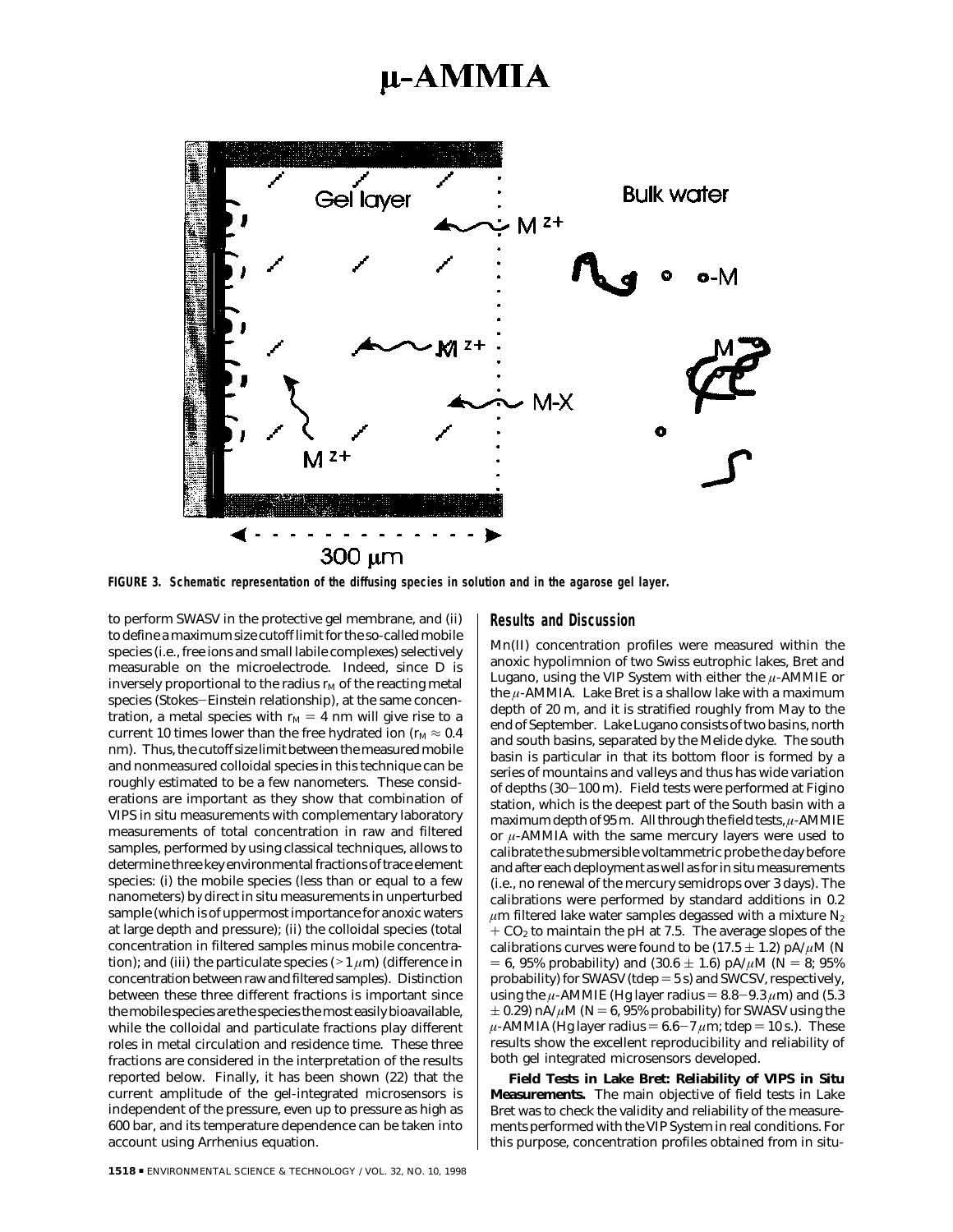FIGURE 3. Schematic representation of the diffusing species in solution and in the agarose gel layer.

to perform SWASV in the protective gel membrane, and (ii) to define a maximum size cutoff limit for the so-called mobile species (i.e., free ions and small labile complexes) selectively measurable on the microelectrode. Indeed, since $D$ is inversely proportional to the radius $r_M$ of the reacting metal species (Stokes–Einstein relationship), at the same concentration, a metal species with $r_M = 4$ nm will give rise to a current 10 times lower than the free hydrated ion ($r_M \approx 0.4$ nm). Thus, the cutoff size limit between the measured mobile and nonmeasured colloidal species in this technique can be roughly estimated to be a few nanometers. These considerations are important as they show that combination of VIPS in situ measurements with complementary laboratory measurements of total concentration in raw and filtered samples, performed by using classical techniques, allows to determine three key environmental fractions of trace element species: (i) the mobile species (less than or equal to a few nanometers) by direct in situ measurements in unperturbed sample (which is of uppermost importance for anoxic waters at large depth and pressure); (ii) the colloidal species (total concentration in filtered samples minus mobile concentration); and (iii) the particulate species (> 1 $\mu$m) (difference in concentration between raw and filtered samples). Distinction between these three different fractions is important since the mobile species are the species the most easily bioavailable, while the colloidal and particulate fractions play different roles in metal circulation and residence time. These three fractions are considered in the interpretation of the results reported below. Finally, it has been shown (22) that the current amplitude of the gel-integrated microsensors is independent of the pressure, even up to pressure as high as 600 bar, and its temperature dependence can be taken into account using Arrhenius equation.

## Results and Discussion

Mn(II) concentration profiles were measured within the anoxic hypolimnion of two Swiss eutrophic lakes, Bret and Lugano, using the VIP System with either the $\mu$-AMMIE or the $\mu$-AMMIA. Lake Bret is a shallow lake with a maximum depth of 20 m, and it is stratified roughly from May to the end of September. Lake Lugano consists of two basins, north and south basins, separated by the Melide dyke. The south basin is particular in that its bottom floor is formed by a series of mountains and valleys and thus has wide variation of depths (30–100 m). Field tests were performed at Figino station, which is the deepest part of the South basin with a maximum depth of 95 m. All through the field tests, $\mu$-AMMIE or $\mu$-AMMIA with the same mercury layers were used to calibrate the submersible voltammetric probe the day before and after each deployment as well as for in situ measurements (i.e., no renewal of the mercury semidrops over 3 days). The calibrations were performed by standard additions in 0.2 $\mu$m filtered lake water samples degassed with a mixture $N_2 + CO_2$ to maintain the pH at 7.5. The average slopes of the calibrations curves were found to be (17.5 ± 1.2) pA/$\mu$M ($N = 6$, 95% probability) and (30.6 ± 1.6) pA/$\mu$M ($N = 8$; 95% probability) for SWASV (tdep = 5 s) and SWCSV, respectively, using the $\mu$-AMMIE (Hg layer radius = 8.8–9.3 $\mu$m) and (5.3 ± 0.29) nA/$\mu$M ($N = 6$, 95% probability) for SWASV using the $\mu$-AMMIA (Hg layer radius = 6.6–7 $\mu$m; tdep = 10 s.). These results show the excellent reproducibility and reliability of both gel integrated microsensors developed.

**Field Tests in Lake Bret: Reliability of VIPS in Situ Measurements.** The main objective of field tests in Lake Bret was to check the validity and reliability of the measurements performed with the VIP System in real conditions. For this purpose, concentration profiles obtained from in situ-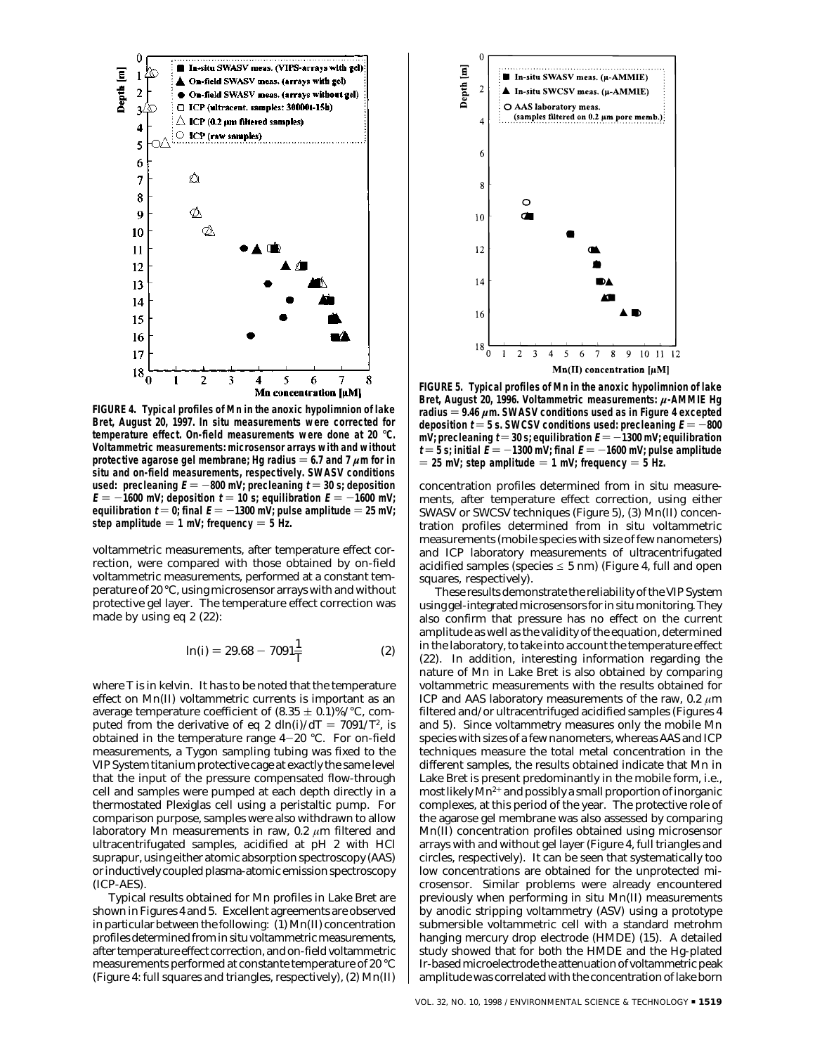FIGURE 4. Typical profiles of Mn in the anoxic hypolimnion of lake Bret, August 20, 1997. In situ measurements were corrected for temperature effect. On-field measurements were done at 20 °C. Voltammetric measurements: microsensor arrays with and without protective agarose gel membrane; Hg radius = 6.7 and 7 $\mu$m for in situ and on-field measurements, respectively. SWASV conditions used: precleaning $E = -800$ mV; precleaning $t = 30$ s; deposition $E = -1600$ mV; deposition $t = 10$ s; equilibration $E = -1600$ mV; equilibration $t = 0$; final $E = -1300$ mV; pulse amplitude = 25 mV; step amplitude = 1 mV; frequency = 5 Hz.

FIGURE 5. Typical profiles of Mn in the anoxic hypolimnion of lake Bret, August 20, 1996. Voltammetric measurements: $\mu$-AMMIE Hg radius = 9.46 $\mu$m. SWASV conditions used as in Figure 4 excepted deposition $t = 5$ s. SWCSV conditions used: precleaning $E = -800$ mV; precleaning $t = 30$ s; equilibration $E = -1300$ mV; equilibration $t = 5$ s; initial $E = -1300$ mV; final $E = -1600$ mV; pulse amplitude = 25 mV; step amplitude = 1 mV; frequency = 5 Hz.

voltammetric measurements, after temperature effect correction, were compared with those obtained by on-field voltammetric measurements, performed at a constant temperature of 20 °C, using microsensor arrays with and without protective gel layer. The temperature effect correction was made by using eq 2 (22):

$$\ln(i) = 29.68 - 7091\frac{1}{T} \qquad (2)$$

where $T$ is in kelvin. It has to be noted that the temperature effect on Mn(II) voltammetric currents is important as an average temperature coefficient of (8.35 ± 0.1)%/°C, computed from the derivative of eq 2 $d\ln(i)/dT = 7091/T^2$, is obtained in the temperature range 4–20 °C. For on-field measurements, a Tygon sampling tubing was fixed to the VIP System titanium protective cage at exactly the same level that the input of the pressure compensated flow-through cell and samples were pumped at each depth directly in a thermostated Plexiglas cell using a peristaltic pump. For comparison purpose, samples were also withdrawn to allow laboratory Mn measurements in raw, 0.2 $\mu$m filtered and ultracentrifugated samples, acidified at pH 2 with HCl suprapur, using either atomic absorption spectroscopy (AAS) or inductively coupled plasma-atomic emission spectroscopy (ICP-AES).

Typical results obtained for Mn profiles in Lake Bret are shown in Figures 4 and 5. Excellent agreements are observed in particular between the following: (1) Mn(II) concentration profiles determined from in situ voltammetric measurements, after temperature effect correction, and on-field voltammetric measurements performed at constante temperature of 20 °C (Figure 4: full squares and triangles, respectively), (2) Mn(II) concentration profiles determined from in situ measurements, after temperature effect correction, using either SWASV or SWCSV techniques (Figure 5), (3) Mn(II) concentration profiles determined from in situ voltammetric measurements (mobile species with size of few nanometers) and ICP laboratory measurements of ultracentrifuged acidified samples (species ≤ 5 nm) (Figure 4, full and open squares, respectively).

These results demonstrate the reliability of the VIP System using gel-integrated microsensors for in situ monitoring. They also confirm that pressure has no effect on the current amplitude as well as the validity of the equation, determined in the laboratory, to take into account the temperature effect (22). In addition, interesting information regarding the nature of Mn in Lake Bret is also obtained by comparing voltammetric measurements with the results obtained for ICP and AAS laboratory measurements of the raw, 0.2 $\mu$m filtered and/or ultracentrifuged acidified samples (Figures 4 and 5). Since voltammetry measures only the mobile Mn species with sizes of a few nanometers, whereas AAS and ICP techniques measure the total metal concentration in the different samples, the results obtained indicate that Mn in Lake Bret is present predominantly in the mobile form, i.e., most likely $Mn^{2+}$ and possibly a small proportion of inorganic complexes, at this period of the year. The protective role of the agarose gel membrane was also assessed by comparing Mn(II) concentration profiles obtained using microsensor arrays with and without gel layer (Figure 4, full triangles and circles, respectively). It can be seen that systematically too low concentrations are obtained for the unprotected microsensor. Similar problems were already encountered previously when performing in situ Mn(II) measurements by anodic stripping voltammetry (ASV) using a prototype submersible voltammetric cell with a standard metrohm hanging mercury drop electrode (HMDE) (15). A detailed study showed that for both the HMDE and the Hg-plated Ir-based microelectrode the attenuation of voltammetric peak amplitude was correlated with the concentration of lake born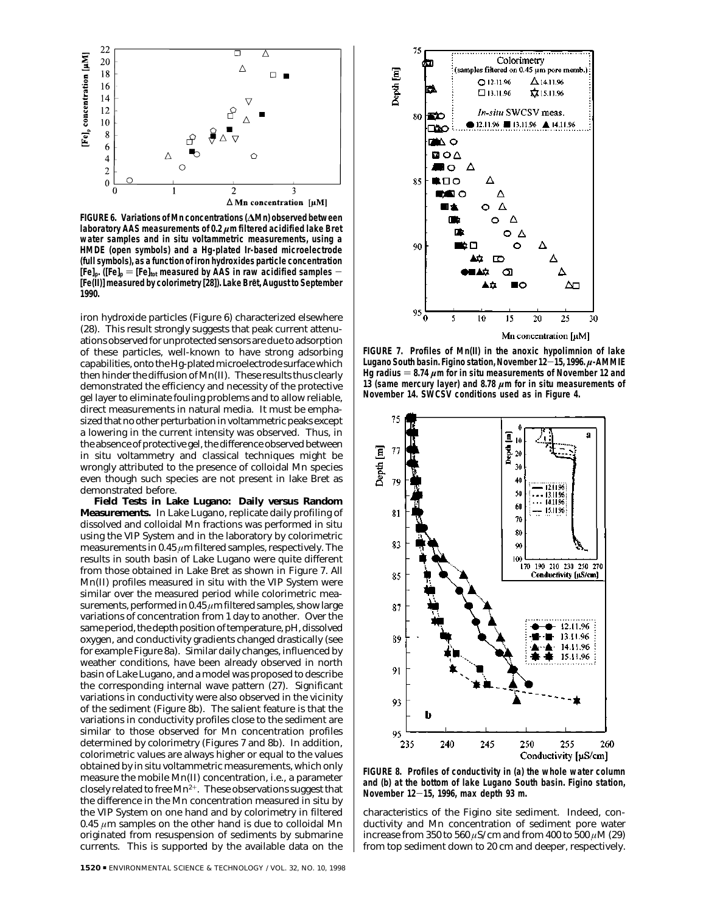**FIGURE 6. Variations of Mn concentrations (ΔMn) observed between laboratory AAS measurements of 0.2 μm filtered acidified lake Bret water samples and in situ voltammetric measurements, using a HMDE (open symbols) and a Hg-plated Ir-based microelectrode (full symbols), as a function of iron hydroxides particle concentration $[Fe]_p$. ($[Fe]_p = [Fe]_{tot}$ measured by AAS in raw acidified samples − [Fe(II)] measured by colorimetry [28]). Lake Brêt, August to September 1990.**

iron hydroxide particles (Figure 6) characterized elsewhere (28). This result strongly suggests that peak current attenuations observed for unprotected sensors are due to adsorption of these particles, well-known to have strong adsorbing capabilities, onto the Hg-plated microelectrode surface which then hinder the diffusion of Mn(II). These results thus clearly demonstrated the efficiency and necessity of the protective gel layer to eliminate fouling problems and to allow reliable, direct measurements in natural media. It must be emphasized that no other perturbation in voltammetric peaks except a lowering in the current intensity was observed. Thus, in the absence of protective gel, the difference observed between in situ voltammetry and classical techniques might be wrongly attributed to the presence of colloidal Mn species even though such species are not present in lake Bret as demonstrated before.

**Field Tests in Lake Lugano: Daily versus Random Measurements.** In Lake Lugano, replicate daily profiling of dissolved and colloidal Mn fractions was performed in situ using the VIP System and in the laboratory by colorimetric measurements in 0.45 μm filtered samples, respectively. The results in south basin of Lake Lugano were quite different from those obtained in Lake Bret as shown in Figure 7. All Mn(II) profiles measured in situ with the VIP System were similar over the measured period while colorimetric measurements, performed in 0.45 μm filtered samples, show large variations of concentration from 1 day to another. Over the same period, the depth position of temperature, pH, dissolved oxygen, and conductivity gradients changed drastically (see for example Figure 8a). Similar daily changes, influenced by weather conditions, have been already observed in north basin of Lake Lugano, and a model was proposed to describe the corresponding internal wave pattern (27). Significant variations in conductivity were also observed in the vicinity of the sediment (Figure 8b). The salient feature is that the variations in conductivity profiles close to the sediment are similar to those observed for Mn concentration profiles determined by colorimetry (Figures 7 and 8b). In addition, colorimetric values are always higher or equal to the values obtained by in situ voltammetric measurements, which only measure the mobile Mn(II) concentration, i.e., a parameter closely related to free $Mn^{2+}$. These observations suggest that the difference in the Mn concentration measured in situ by the VIP System on one hand and by colorimetry in filtered 0.45 μm samples on the other hand is due to colloidal Mn originated from resuspension of sediments by submarine currents. This is supported by the available data on the

**FIGURE 7. Profiles of Mn(II) in the anoxic hypolimnion of lake Lugano South basin. Figino station, November 12−15, 1996. μ-AMMIE Hg radius = 8.74 μm for in situ measurements of November 12 and 13 (same mercury layer) and 8.78 μm for in situ measurements of November 14. SWCSV conditions used as in Figure 4.**

**FIGURE 8. Profiles of conductivity in (a) the whole water column and (b) at the bottom of lake Lugano South basin. Figino station, November 12−15, 1996, max depth 93 m.**

characteristics of the Figino site sediment. Indeed, conductivity and Mn concentration of sediment pore water increase from 350 to 560 μS/cm and from 400 to 500 μM (29) from top sediment down to 20 cm and deeper, respectively.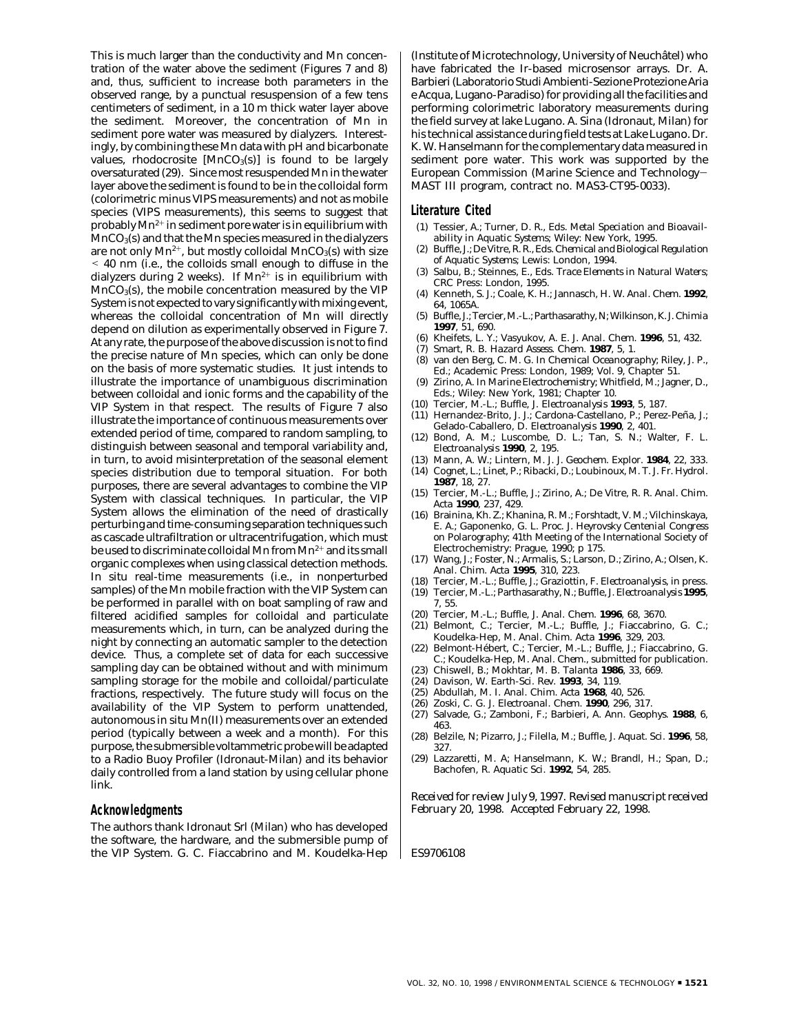This is much larger than the conductivity and Mn concentration of the water above the sediment (Figures 7 and 8) and, thus, sufficient to increase both parameters in the observed range, by a punctual resuspension of a few tens centimeters of sediment, in a 10 m thick water layer above the sediment. Moreover, the concentration of Mn in sediment pore water was measured by dialyzers. Interestingly, by combining these Mn data with pH and bicarbonate values, rhodocrosite [$MnCO_3$(s)] is found to be largely oversaturated (29). Since most resuspended Mn in the water layer above the sediment is found to be in the colloidal form (colorimetric minus VIPS measurements) and not as mobile species (VIPS measurements), this seems to suggest that probably $Mn^{2+}$ in sediment pore water is in equilibrium with $MnCO_3$(s) and that the Mn species measured in the dialyzers are not only $Mn^{2+}$, but mostly colloidal $MnCO_3$(s) with size $<$ 40 nm (i.e., the colloids small enough to diffuse in the dialyzers during 2 weeks). If $Mn^{2+}$ is in equilibrium with $MnCO_3$(s), the mobile concentration measured by the VIP System is not expected to vary significantly with mixing event, whereas the colloidal concentration of Mn will directly depend on dilution as experimentally observed in Figure 7. At any rate, the purpose of the above discussion is not to find the precise nature of Mn species, which can only be done on the basis of more systematic studies. It just intends to illustrate the importance of unambiguous discrimination between colloidal and ionic forms and the capability of the VIP System in that respect. The results of Figure 7 also illustrate the importance of continuous measurements over extended period of time, compared to random sampling, to distinguish between seasonal and temporal variability and, in turn, to avoid misinterpretation of the seasonal element species distribution due to temporal situation. For both purposes, there are several advantages to combine the VIP System with classical techniques. In particular, the VIP System allows the elimination of the need of drastically perturbing and time-consuming separation techniques such as cascade ultrafiltration or ultracentrifugation, which must be used to discriminate colloidal Mn from $Mn^{2+}$ and its small organic complexes when using classical detection methods. In situ real-time measurements (i.e., in nonperturbed samples) of the Mn mobile fraction with the VIP System can be performed in parallel with on boat sampling of raw and filtered acidified samples for colloidal and particulate measurements which, in turn, can be analyzed during the night by connecting an automatic sampler to the detection device. Thus, a complete set of data for each successive sampling day can be obtained without and with minimum sampling storage for the mobile and colloidal/particulate fractions, respectively. The future study will focus on the availability of the VIP System to perform unattended, autonomous in situ Mn(II) measurements over an extended period (typically between a week and a month). For this purpose, the submersible voltammetric probe will be adapted to a Radio Buoy Profiler (Idronaut-Milan) and its behavior daily controlled from a land station by using cellular phone link.

## Acknowledgments

The authors thank Idronaut Srl (Milan) who has developed the software, the hardware, and the submersible pump of the VIP System. G. C. Fiaccabrino and M. Koudelka-Hep (Institute of Microtechnology, University of Neuchâtel) who have fabricated the Ir-based microsensor arrays. Dr. A. Barbieri (Laboratorio Studi Ambienti-Sezione Protezione Aria e Acqua, Lugano-Paradiso) for providing all the facilities and performing colorimetric laboratory measurements during the field survey at lake Lugano. A. Sina (Idronaut, Milan) for his technical assistance during field tests at Lake Lugano. Dr. K. W. Hanselmann for the complementary data measured in sediment pore water. This work was supported by the European Commission (Marine Science and Technology–MAST III program, contract no. MAS3-CT95-0033).

## Literature Cited

(1) Tessier, A.; Turner, D. R., Eds. *Metal Speciation and Bioavailability in Aquatic Systems*; Wiley: New York, 1995.
(2) Buffle, J.; De Vitre, R. R., Eds. *Chemical and Biological Regulation of Aquatic Systems*; Lewis: London, 1994.
(3) Salbu, B.; Steinnes, E., Eds. *Trace Elements in Natural Waters*; CRC Press: London, 1995.
(4) Kenneth, S. J.; Coale, K. H.; Jannasch, H. W. *Anal. Chem.* **1992**, *64*, 1065A.
(5) Buffle, J.; Tercier, M.-L.; Parthasarathy, N; Wilkinson, K. J. *Chimia* **1997**, *51*, 690.
(6) Kheifets, L. Y.; Vasyukov, A. E. J. *Anal. Chem.* **1996**, *51*, 432.
(7) Smart, R. B. *Hazard Assess. Chem.* **1987**, *5*, 1.
(8) van den Berg, C. M. G. In *Chemical Oceanography*; Riley, J. P., Ed.; Academic Press: London, 1989; Vol. 9, Chapter 51.
(9) Zirino, A. In *Marine Electrochemistry*; Whitfield, M.; Jagner, D., Eds.; Wiley: New York, 1981; Chapter 10.
(10) Tercier, M.-L.; Buffle, J. *Electroanalysis* **1993**, *5*, 187.
(11) Hernandez-Brito, J. J.; Cardona-Castellano, P.; Perez-Peña, J.; Gelado-Caballero, D. *Electroanalysis* **1990**, *2*, 401.
(12) Bond, A. M.; Luscombe, D. L.; Tan, S. N.; Walter, F. L. *Electroanalysis* **1990**, *2*, 195.
(13) Mann, A. W.; Lintern, M. J. *J. Geochem. Explor.* **1984**, *22*, 333.
(14) Cognet, L.; Linet, P.; Ribacki, D.; Loubinoux, M. T. *J. Fr. Hydrol.* **1987**, *18*, 27.
(15) Tercier, M.-L.; Buffle, J.; Zirino, A.; De Vitre, R. R. *Anal. Chim. Acta* **1990**, *237*, 429.
(16) Brainina, Kh. Z.; Khanina, R. M.; Forshtadt, V. M.; Vilchinskaya, E. A.; Gaponenko, G. L. *Proc. J. Heyrovsky Centenial Congress on Polarography*; 41th Meeting of the International Society of Electrochemistry: Prague, 1990; p 175.
(17) Wang, J.; Foster, N.; Armalis, S.; Larson, D.; Zirino, A.; Olsen, K. *Anal. Chim. Acta* **1995**, *310*, 223.
(18) Tercier, M.-L.; Buffle, J.; Graziottin, F. *Electroanalysis*, in press.
(19) Tercier, M.-L.; Parthasarathy, N.; Buffle, J. *Electroanalysis* **1995**, *7*, 55.
(20) Tercier, M.-L.; Buffle, J. *Anal. Chem.* **1996**, *68*, 3670.
(21) Belmont, C.; Tercier, M.-L.; Buffle, J.; Fiaccabrino, G. C.; Koudelka-Hep, M. *Anal. Chim. Acta* **1996**, *329*, 203.
(22) Belmont-Hébert, C.; Tercier, M.-L.; Buffle, J.; Fiaccabrino, G. C.; Koudelka-Hep, M. *Anal. Chem.*, submitted for publication.
(23) Chiswell, B.; Mokhtar, M. B. *Talanta* **1986**, *33*, 669.
(24) Davison, W. *Earth-Sci. Rev.* **1993**, *34*, 119.
(25) Abdullah, M. I. *Anal. Chim. Acta* **1968**, *40*, 526.
(26) Zoski, C. G. *J. Electroanal. Chem.* **1990**, *296*, 317.
(27) Salvade, G.; Zamboni, F.; Barbieri, A. *Ann. Geophys.* **1988**, *6*, 463.
(28) Belzile, N; Pizarro, J.; Filella, M.; Buffle, J. *Aquat. Sci.* **1996**, *58*, 327.
(29) Lazzaretti, M. A; Hanselmann, K. W.; Brandl, H.; Span, D.; Bachofen, R. *Aquatic Sci.* **1992**, *54*, 285.

*Received for review July 9, 1997. Revised manuscript received February 20, 1998. Accepted February 22, 1998.*

ES9706108